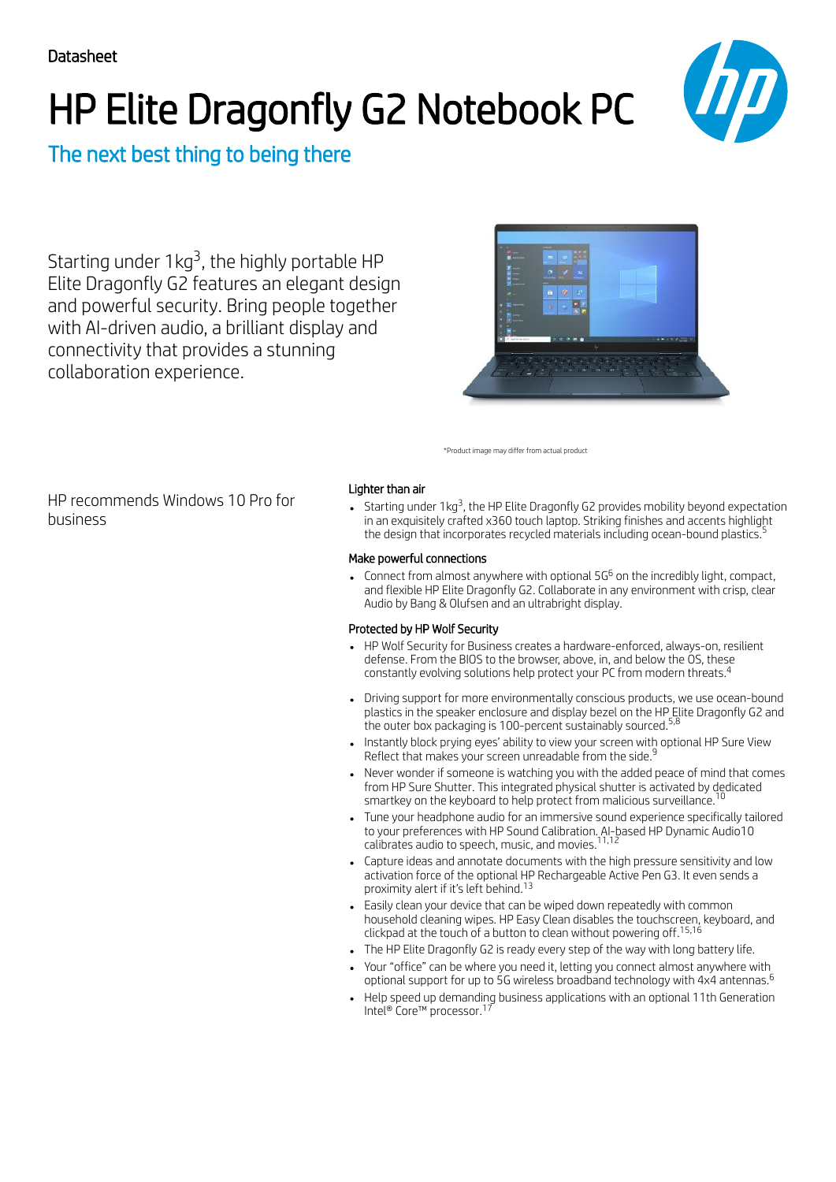Datasheet

# HP Elite Dragonfly G2 Notebook PC

## The next best thing to being there

Starting under 1kg[3], the highly portable HP Elite Dragonfly G2 features an elegant design and powerful security. Bring people together with AI-driven audio, a brilliant display and connectivity that provides a stunning collaboration experience.

*Product image may differ from actual product

HP recommends Windows 10 Pro for business

### Lighter than air

- Starting under 1kg[3], the HP Elite Dragonfly G2 provides mobility beyond expectation in an exquisitely crafted x360 touch laptop. Striking finishes and accents highlight the design that incorporates recycled materials including ocean-bound plastics.[5]

### Make powerful connections

- Connect from almost anywhere with optional 5G[6] on the incredibly light, compact, and flexible HP Elite Dragonfly G2. Collaborate in any environment with crisp, clear Audio by Bang & Olufsen and an ultrabright display.

### Protected by HP Wolf Security

- HP Wolf Security for Business creates a hardware-enforced, always-on, resilient defense. From the BIOS to the browser, above, in, and below the OS, these constantly evolving solutions help protect your PC from modern threats.[4]

- Driving support for more environmentally conscious products, we use ocean-bound plastics in the speaker enclosure and display bezel on the HP Elite Dragonfly G2 and the outer box packaging is 100-percent sustainably sourced.[5,8]
- Instantly block prying eyes' ability to view your screen with optional HP Sure View Reflect that makes your screen unreadable from the side.[9]
- Never wonder if someone is watching you with the added peace of mind that comes from HP Sure Shutter. This integrated physical shutter is activated by dedicated smartkey on the keyboard to help protect from malicious surveillance.[10]
- Tune your headphone audio for an immersive sound experience specifically tailored to your preferences with HP Sound Calibration. AI-based HP Dynamic Audio10 calibrates audio to speech, music, and movies.[11,12]
- Capture ideas and annotate documents with the high pressure sensitivity and low activation force of the optional HP Rechargeable Active Pen G3. It even sends a proximity alert if it's left behind.[13]
- Easily clean your device that can be wiped down repeatedly with common household cleaning wipes. HP Easy Clean disables the touchscreen, keyboard, and clickpad at the touch of a button to clean without powering off.[15,16]
- The HP Elite Dragonfly G2 is ready every step of the way with long battery life.
- Your "office" can be where you need it, letting you connect almost anywhere with optional support for up to 5G wireless broadband technology with 4x4 antennas.[6]
- Help speed up demanding business applications with an optional 11th Generation Intel® Core™ processor.[17]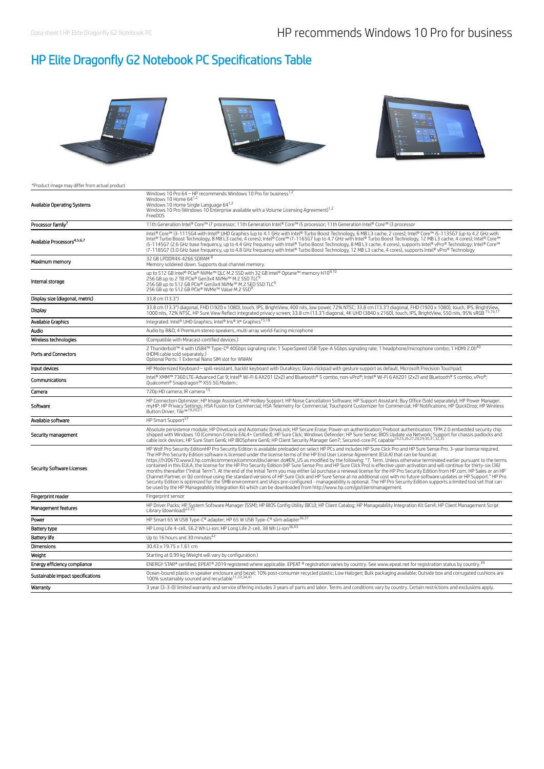HP recommends Windows 10 Pro for business

# HP Elite Dragonfly G2 Notebook PC Specifications Table

*Product image may differ from actual product

| | |
|---|---|
| Available Operating Systems | Windows 10 Pro 64 – HP recommends Windows 10 Pro for business[1,2]<br>Windows 10 Home 64[1,2]<br>Windows 10 Home Single Language 64[1,2]<br>Windows 10 Pro (Windows 10 Enterprise available with a Volume Licensing Agreement)[1,2]<br>FreeDOS |
| Processor family[7] | 11th Generation Intel® Core™ i7 processor; 11th Generation Intel® Core™ i5 processor; 11th Generation Intel® Core™ i3 processor |
| Available Processors[4,5,6,7] | Intel® Core™ i3-1115G4 with Intel® UHD Graphics (up to 4.1 GHz with Intel® Turbo Boost Technology, 6 MB L3 cache, 2 cores); Intel® Core™ i5-1135G7 (up to 4.2 GHz with Intel® Turbo Boost Technology, 8 MB L3 cache, 4 cores); Intel® Core™ i7-1165G7 (up to 4.7 GHz with Intel® Turbo Boost Technology, 12 MB L3 cache, 4 cores); Intel® Core™ i5-1145G7 (2.6 GHz base frequency, up to 4.4 GHz frequency with Intel® Turbo Boost Technology, 8 MB L3 cache, 4 cores), supports Intel® vPro® Technology; Intel® Core™ i7-1185G7 (3.0 GHz base frequency, up to 4.8 GHz frequency with Intel® Turbo Boost Technology, 12 MB L3 cache, 4 cores), supports Intel® vPro® Technology |
| Maximum memory | 32 GB LPDDR4X-4266 SDRAM[8]<br>Memory soldered down. Supports dual channel memory. |
| Internal storage | up to 512 GB Intel® PCIe® NVMe™ QLC M.2 SSD with 32 GB Intel® Optane™ memory H10[9,10]<br>256 GB up to 2 TB PCIe® Gen3x4 NVMe™ M.2 SSD TLC[9]<br>256 GB up to 512 GB PCIe® Gen3x4 NVMe™ M.2 SED SSD TLC[9]<br>256 GB up to 512 GB PCIe® NVMe™ Value M.2 SSD[9] |
| Display size (diagonal, metric) | 33.8 cm (13.3") |
| Display | 33.8 cm (13.3") diagonal, FHD (1920 x 1080), touch, IPS, BrightView, 400 nits, low power, 72% NTSC; 33.8 cm (13.3") diagonal, FHD (1920 x 1080), touch, IPS, BrightView, 1000 nits, 72% NTSC, HP Sure View Reflect integrated privacy screen; 33.8 cm (13.3") diagonal, 4K UHD (3840 x 2160), touch, IPS, BrightView, 550 nits, 95% sRGB[15,16,17] |
| Available Graphics | Integrated: Intel® UHD Graphics; Intel® Iris® Xᵉ Graphics[15,18] |
| Audio | Audio by B&O, 4 Premium stereo speakers, multi array world-facing microphone |
| Wireless technologies | (Compatible with Miracast-certified devices.) |
| Ports and Connectors | 2 Thunderbolt™ 4 with USB4™ Type-C® 40Gbps signaling rate; 1 SuperSpeed USB Type-A 5Gbps signaling rate; 1 headphone/microphone combo; 1 HDMI 2.0b[40]<br>(HDMI cable sold separately.)<br>Optional Ports: 1 External Nano SIM slot for WWAN |
| Input devices | HP Modernized Keyboard – spill-resistant, backlit keyboard with DuraKeys; Glass clickpad with gesture support as default, Microsoft Precision Touchpad; |
| Communications | Intel® XMM™ 7360 LTE-Advanced Cat 9; Intel® Wi-Fi 6 AX201 (2x2) and Bluetooth® 5 combo, non-vPro®; Intel® Wi-Fi 6 AX201 (2x2) and Bluetooth® 5 combo, vPro®; Qualcomm® Snapdragon™ X55 5G Modem ; |
| Camera | 720p HD camera; IR camera[15] |
| Software | HP Connection Optimizer; HP Image Assistant; HP Hotkey Support; HP Noise Cancellation Software; HP Support Assistant; Buy Office (Sold separately); HP Power Manager; myHP; HP Privacy Settings; HSA Fusion for Commercial; HSA Telemetry for Commercial; Touchpoint Customizer for Commercial; HP Notifications; HP QuickDrop; HP Wireless Button Driver; Tile™[19,20,21] |
| Available software | HP Smart Support[57] |
| Security management | Absolute persistence module; HP DriveLock and Automatic DriveLock; HP Secure Erase; Power-on authentication; Preboot authentication; TPM 2.0 embedded security chip shipped with Windows 10 (Common Criteria EAL4+ Certified); HP Sure Click; Windows Defender; HP Sure Sense; BIOS Update via Network; Support for chassis padlocks and cable lock devices; HP Sure Start Gen6; HP BIOSphere Gen6; HP Client Security Manager Gen7; Secured-core PC capable[24,25,26,27,28,29,30,31,32,35] |
| Security Software Licenses | HP Wolf Pro Security EditionHP Pro Security Edition is available preloaded on select HP PCs and includes HP Sure Click Pro and HP Sure Sense Pro. 3-year license required. The HP Pro Security Edition software is licensed under the license terms of the HP End User License Agreement (EULA) that can be found at: https://h30670.www3.hp.com/ecommerce/common/disclaimer.do#EN_US as modified by the following: "7. Term. Unless otherwise terminated earlier pursuant to the terms contained in this EULA, the license for the HP Pro Security Edition (HP Sure Sense Pro and HP Sure Click Pro) is effective upon activation and will continue for thirty-six (36) months thereafter ("Initial Term"). At the end of the Initial Term you may either (a) purchase a renewal license for the HP Pro Security Edition from HP.com, HP Sales or an HP Channel Partner, or (b) continue using the standard versions of HP Sure Click and HP Sure Sense at no additional cost with no future software updates or HP Support." HP Pro Security Edition is optimized for the SMB environment and ships pre-configured - manageability is optional. The HP Pro Security Edition supports a limited tool set that can be used by the HP Manageability Integration Kit which can be downloaded from http://www.hp.com/go/clientmanagement. |
| Fingerprint reader | Fingerprint sensor |
| Management features | HP Driver Packs; HP System Software Manager (SSM); HP BIOS Config Utility (BCU); HP Client Catalog; HP Manageability Integration Kit Gen4; HP Client Management Script Library (download)[22,23] |
| Power | HP Smart 65 W USB Type-C® adapter; HP 65 W USB Type-C® slim adapter[36,37] |
| Battery type | HP Long Life 4-cell, 56.2 Wh Li-ion; HP Long Life 2-cell, 38 Wh Li-ion[36,43] |
| Battery life | Up to 16 hours and 30 minutes[42] |
| Dimensions | 30.43 x 19.75 x 1.61 cm |
| Weight | Starting at 0.99 kg (Weight will vary by configuration.) |
| Energy efficiency compliance | ENERGY STAR® certified; EPEAT® 2019 registered where applicable. EPEAT ® registration varies by country. See www.epeat.net for registration status by country.[39] |
| Sustainable impact specifications | Ocean-bound plastic in speaker enclosure and bezel; 10% post-consumer recycled plastic; Low Halogen; Bulk packaging available; Outside box and corrugated cushions are 100% sustainably sourced and recyclable[11,33,34,41] |
| Warranty | 3 year (3-3-0) limited warranty and service offering includes 3 years of parts and labor. Terms and conditions vary by country. Certain restrictions and exclusions apply. |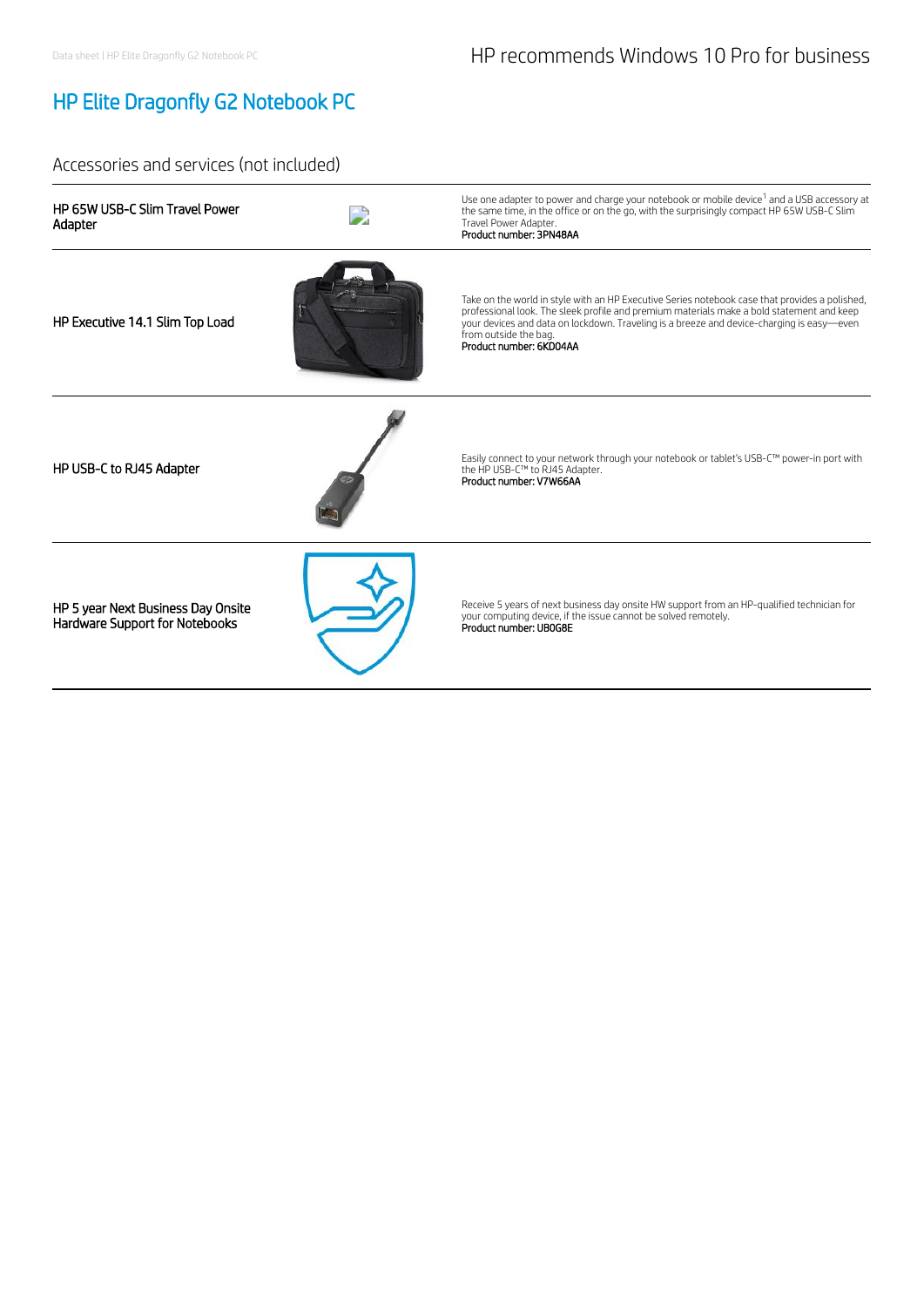HP recommends Windows 10 Pro for business

# HP Elite Dragonfly G2 Notebook PC

## Accessories and services (not included)

| | |
|---|---|
| **HP 65W USB-C Slim Travel Power Adapter** | Use one adapter to power and charge your notebook or mobile device[1] and a USB accessory at the same time, in the office or on the go, with the surprisingly compact HP 65W USB-C Slim Travel Power Adapter.<br>**Product number: 3PN48AA** |
| **HP Executive 14.1 Slim Top Load** | Take on the world in style with an HP Executive Series notebook case that provides a polished, professional look. The sleek profile and premium materials make a bold statement and keep your devices and data on lockdown. Traveling is a breeze and device-charging is easy—even from outside the bag.<br>**Product number: 6KD04AA** |
| **HP USB-C to RJ45 Adapter** | Easily connect to your network through your notebook or tablet's USB-C™ power-in port with the HP USB-C™ to RJ45 Adapter.<br>**Product number: V7W66AA** |
| **HP 5 year Next Business Day Onsite Hardware Support for Notebooks** | Receive 5 years of next business day onsite HW support from an HP-qualified technician for your computing device, if the issue cannot be solved remotely.<br>**Product number: UB0G8E** |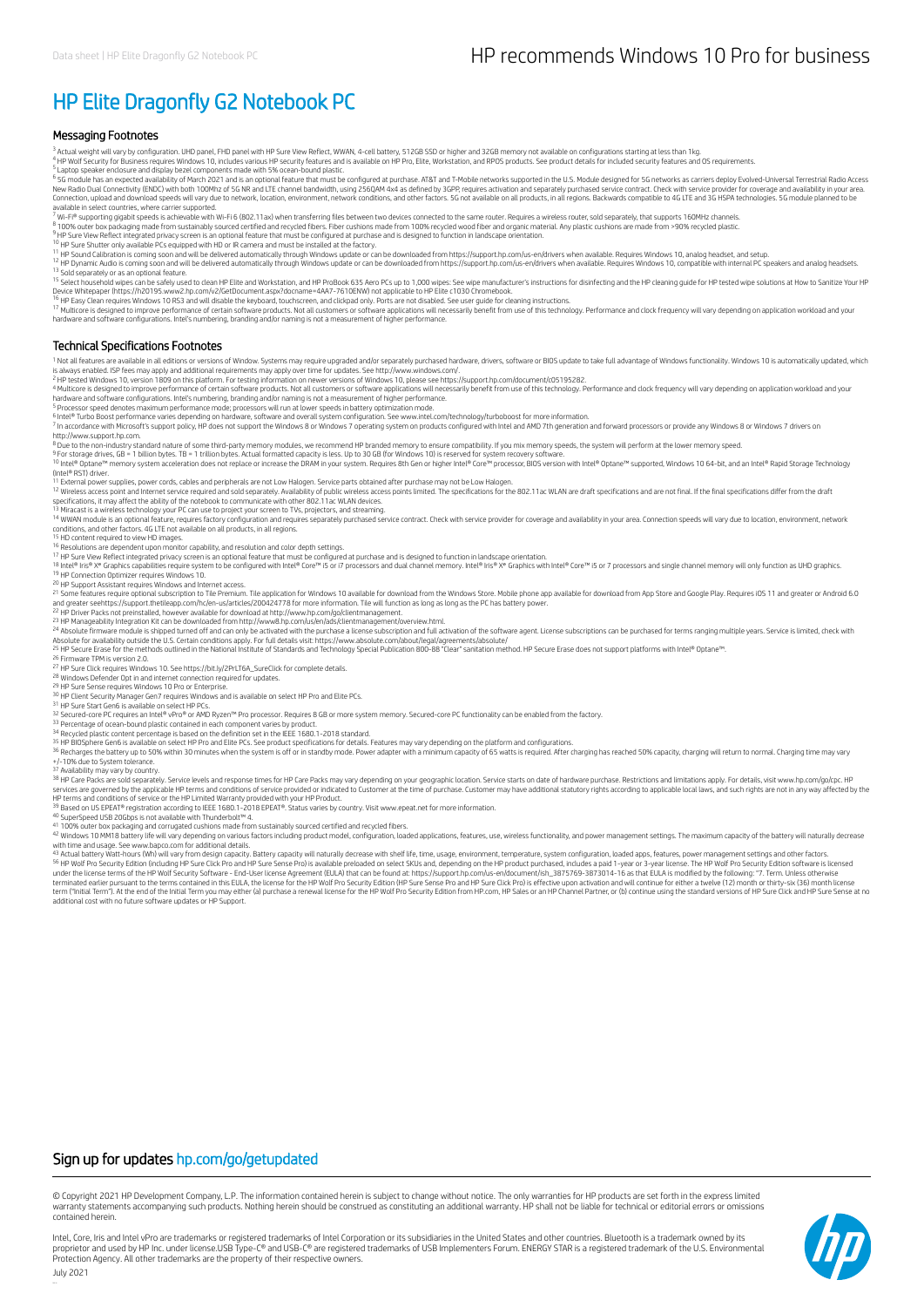# HP Elite Dragonfly G2 Notebook PC

## Messaging Footnotes

[3] Actual weight will vary by configuration. UHD panel, FHD panel with HP Sure View Reflect, WWAN, 4-cell battery, 512GB SSD or higher and 32GB memory not available on configurations starting at less than 1kg.
[4] HP Wolf Security for Business requires Windows 10, includes various HP security features and is available on HP Pro, Elite, Workstation, and RPOS products. See product details for included security features and OS requirements.
[5] Laptop speaker enclosure and display bezel components made with 5% ocean-bound plastic.
[6] 5G module has an expected availability of March 2021 and is an optional feature that must be configured at purchase. AT&T and T-Mobile networks supported in the U.S. Module designed for 5G networks as carriers deploy Evolved-Universal Terrestrial Radio Access New Radio Dual Connectivity (ENDC) with both 100Mhz of 5G NR and LTE channel bandwidth, using 256QAM 4x4 as defined by 3GPP, requires activation and separately purchased service contract. Check with service provider for coverage and availability in your area. Connection, upload and download speeds will vary due to network, location, environment, network conditions, and other factors. 5G not available on all products, in all regions. Backwards compatible to 4G LTE and 3G HSPA technologies. 5G module planned to be available in select countries, where carrier supported.
[7] Wi-Fi® supporting gigabit speeds is achievable with Wi-Fi 6 (802.11ax) when transferring files between two devices connected to the same router. Requires a wireless router, sold separately, that supports 160MHz channels.
[8] 100% outer box packaging made from sustainably sourced certified and recycled fibers. Fiber cushions made from 100% recycled wood fiber and organic material. Any plastic cushions are made from >90% recycled plastic.
[9] HP Sure View Reflect integrated privacy screen is an optional feature that must be configured at purchase and is designed to function in landscape orientation.
[10] HP Sure Shutter only available PCs equipped with HD or IR camera and must be installed at the factory.
[11] HP Sound Calibration is coming soon and will be delivered automatically through Windows update or can be downloaded from https://support.hp.com/us-en/drivers when available. Requires Windows 10, analog headset, and setup.
[12] HP Dynamic Audio is coming soon and will be delivered automatically through Windows update or can be downloaded from https://support.hp.com/us-en/drivers when available. Requires Windows 10, compatible with internal PC speakers and analog headsets.
[13] Sold separately or as an optional feature.
[15] Select household wipes can be safely used to clean HP Elite and Workstation, and HP ProBook 635 Aero PCs up to 1,000 wipes: See wipe manufacturer's instructions for disinfecting and the HP cleaning guide for HP tested wipe solutions at How to Sanitize Your HP Device Whitepaper (https://h20195.www2.hp.com/v2/GetDocument.aspx?docname=4AA7-7610ENW) not applicable to HP Elite c1030 Chromebook.
[16] HP Easy Clean requires Windows 10 RS3 and will disable the keyboard, touchscreen, and clickpad only. Ports are not disabled. See user guide for cleaning instructions.
[17] Multicore is designed to improve performance of certain software products. Not all customers or software applications will necessarily benefit from use of this technology. Performance and clock frequency will vary depending on application workload and your hardware and software configurations. Intel's numbering, branding and/or naming is not a measurement of higher performance.

## Technical Specifications Footnotes

[1] Not all features are available in all editions or versions of Window. Systems may require upgraded and/or separately purchased hardware, drivers, software or BIOS update to take full advantage of Windows functionality. Windows 10 is automatically updated, which is always enabled. ISP fees may apply and additional requirements may apply over time for updates. See http://www.windows.com/.
[2] HP tested Windows 10, version 1809 on this platform. For testing information on newer versions of Windows 10, please see https://support.hp.com/document/c05195282.
[4] Multicore is designed to improve performance of certain software products. Not all customers or software applications will necessarily benefit from use of this technology. Performance and clock frequency will vary depending on application workload and your hardware and software configurations. Intel's numbering, branding and/or naming is not a measurement of higher performance.
[5] Processor speed denotes maximum performance mode; processors will run at lower speeds in battery optimization mode.
[6] Intel® Turbo Boost performance varies depending on hardware, software and overall system configuration. See www.intel.com/technology/turboboost for more information.
[7] In accordance with Microsoft's support policy, HP does not support the Windows 8 or Windows 7 operating system on products configured with Intel and AMD 7th generation and forward processors or provide any Windows 8 or Windows 7 drivers on http://www.support.hp.com.
[8] Due to the non-industry standard nature of some third-party memory modules, we recommend HP branded memory to ensure compatibility. If you mix memory speeds, the system will perform at the lower memory speed.
[9] For storage drives, GB = 1 billion bytes. TB = 1 trillion bytes. Actual formatted capacity is less. Up to 30 GB (for Windows 10) is reserved for system recovery software.
[10] Intel® Optane™ memory system acceleration does not replace or increase the DRAM in your system. Requires 8th Gen or higher Intel® Core™ processor, BIOS version with Intel® Optane™ supported, Windows 10 64-bit, and an Intel® Rapid Storage Technology (Intel® RST) driver.
[11] External power supplies, power cords, cables and peripherals are not Low Halogen. Service parts obtained after purchase may not be Low Halogen.
[12] Wireless access point and Internet service required and sold separately. Availability of public wireless access points limited. The specifications for the 802.11ac WLAN are draft specifications and are not final. If the final specifications differ from the draft specifications, it may affect the ability of the notebook to communicate with other 802.11ac WLAN devices.
[13] Miracast is a wireless technology your PC can use to project your screen to TVs, projectors, and streaming.
[14] WWAN module is an optional feature, requires factory configuration and requires separately purchased service contract. Check with service provider for coverage and availability in your area. Connection speeds will vary due to location, environment, network conditions, and other factors. 4G LTE not available on all products, in all regions.
[15] HD content required to view HD images.
[16] Resolutions are dependent upon monitor capability, and resolution and color depth settings.
[17] HP Sure View Reflect integrated privacy screen is an optional feature that must be configured at purchase and is designed to function in landscape orientation.
[18] Intel® Iris® X® Graphics capabilities require system to be configured with Intel® Core™ i5 or i7 processors and dual channel memory. Intel® Iris® X® Graphics with Intel® Core™ i5 or 7 processors and single channel memory will only function as UHD graphics.
[19] HP Connection Optimizer requires Windows 10.
[20] HP Support Assistant requires Windows and Internet access.
[21] Some features require optional subscription to Tile Premium. Tile application for Windows 10 available for download from the Windows Store. Mobile phone app available for download from App Store and Google Play. Requires iOS 11 and greater or Android 6.0 and greater seehttps://support.thetileapp.com/hc/en-us/articles/200424778 for more information. Tile will function as long as long as the PC has battery power.
[22] HP Driver Packs not preinstalled, however available for download at http://www.hp.com/go/clientmanagement.
[23] HP Manageability Integration Kit can be downloaded from http://www8.hp.com/us/en/ads/clientmanagement/overview.html.
[24] Absolute firmware module is shipped turned off and can only be activated with the purchase a license subscription and full activation of the software agent. License subscriptions can be purchased for terms ranging multiple years. Service is limited, check with Absolute for availability outside the U.S. Certain conditions apply. For full details visit: https://www.absolute.com/about/legal/agreements/absolute/
[25] HP Secure Erase for the methods outlined in the National Institute of Standards and Technology Special Publication 800-88 "Clear" sanitation method. HP Secure Erase does not support platforms with Intel® Optane™.
[26] Firmware TPM is version 2.0.
[27] HP Sure Click requires Windows 10. See https://bit.ly/2PrLT6A_SureClick for complete details.
[28] Windows Defender Opt in and internet connection required for updates.
[29] HP Sure Sense requires Windows 10 Pro or Enterprise.
[30] HP Client Security Manager Gen7 requires Windows and is available on select HP Pro and Elite PCs.
[31] HP Sure Start Gen6 is available on select HP PCs.
[32] Secured-core PC requires an Intel® vPro® or AMD Ryzen™ Pro processor. Requires 8 GB or more system memory. Secured-core PC functionality can be enabled from the factory.
[33] Percentage of ocean-bound plastic contained in each component varies by product.
[34] Recycled plastic content percentage is based on the definition set in the IEEE 1680.1-2018 standard.
[35] HP BIOSphere Gen6 is available on select HP Pro and Elite PCs. See product specifications for details. Features may vary depending on the platform and configurations.
[36] Recharges the battery up to 50% within 30 minutes when the system is off or in standby mode. Power adapter with a minimum capacity of 65 watts is required. After charging has reached 50% capacity, charging will return to normal. Charging time may vary +/-10% due to System tolerance.
[37] Availability may vary by country.
[38] HP Care Packs are sold separately. Service levels and response times for HP Care Packs may vary depending on your geographic location. Service starts on date of hardware purchase. Restrictions and limitations apply. For details, visit www.hp.com/go/cpc. HP services are governed by the applicable HP terms and conditions of service provided or indicated to Customer at the time of purchase. Customer may have additional statutory rights according to applicable local laws, and such rights are not in any way affected by the HP terms and conditions of service or the HP Limited Warranty provided with your HP Product.
[39] Based on US EPEAT® registration according to IEEE 1680.1-2018 EPEAT®. Status varies by country. Visit www.epeat.net for more information.
[40] SuperSpeed USB 20Gbps is not available with Thunderbolt™ 4.
[41] 100% outer box packaging and corrugated cushions made from sustainably sourced certified and recycled fibers.
[42] Windows 10 MM18 battery life will vary depending on various factors including product model, configuration, loaded applications, features, use, wireless functionality, and power management settings. The maximum capacity of the battery will naturally decrease with time and usage. See www.bapco.com for additional details.
[43] Actual battery Watt-hours (Wh) will vary from design capacity. Battery capacity will naturally decrease with shelf life, time, usage, environment, temperature, system configuration, loaded apps, features, power management settings and other factors.
[56] HP Wolf Pro Security Edition (including HP Sure Click Pro and HP Sure Sense Pro) is available preloaded on select SKUs and, depending on the HP product purchased, includes a paid 1-year or 3-year license. The HP Wolf Pro Security Edition software is licensed under the license terms of the HP Wolf Security Software - End-User license Agreement (EULA) that can be found at: https://support.hp.com/us-en/document/ish_3875769-3873014-16 as that EULA is modified by the following: "7. Term. Unless otherwise terminated earlier pursuant to the terms contained in this EULA, the license for the HP Wolf Pro Security Edition (HP Sure Sense Pro and HP Sure Click Pro) is effective upon activation and will continue for either a twelve (12) month or thirty-six (36) month license term ("Initial Term"). At the end of the Initial Term you may either (a) purchase a renewal license for the HP Wolf Pro Security Edition from HP.com, HP Sales or an HP Channel Partner, or (b) continue using the standard versions of HP Sure Click and HP Sure Sense at no additional cost with no future software updates or HP Support.

## Sign up for updates hp.com/go/getupdated

© Copyright 2021 HP Development Company, L.P. The information contained herein is subject to change without notice. The only warranties for HP products are set forth in the express limited warranty statements accompanying such products. Nothing herein should be construed as constituting an additional warranty. HP shall not be liable for technical or editorial errors or omissions contained herein.

Intel, Core, Iris and Intel vPro are trademarks or registered trademarks of Intel Corporation or its subsidiaries in the United States and other countries. Bluetooth is a trademark owned by its proprietor and used by HP Inc. under license.USB Type-C® and USB-C® are registered trademarks of USB Implementers Forum. ENERGY STAR is a registered trademark of the U.S. Environmental Protection Agency. All other trademarks are the property of their respective owners.

July 2021